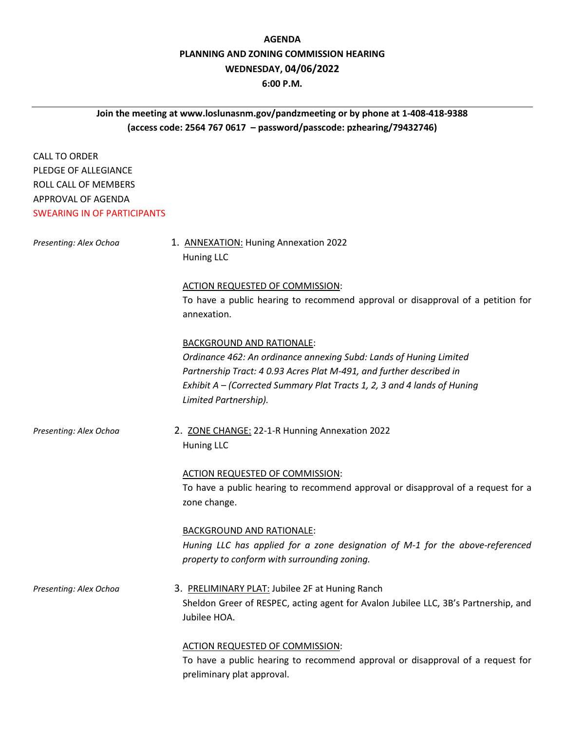# AGENDA
# PLANNING AND ZONING COMMISSION HEARING
# WEDNESDAY, 04/06/2022
# 6:00 P.M.

---

**Join the meeting at www.loslunasnm.gov/pandzmeeting or by phone at 1-408-418-9388 (access code: 2564 767 0617 – password/passcode: pzhearing/79432746)**

CALL TO ORDER
PLEDGE OF ALLEGIANCE
ROLL CALL OF MEMBERS
APPROVAL OF AGENDA
SWEARING IN OF PARTICIPANTS

*Presenting: Alex Ochoa*

1. ANNEXATION: Huning Annexation 2022
   Huning LLC

   ACTION REQUESTED OF COMMISSION:
   To have a public hearing to recommend approval or disapproval of a petition for annexation.

   BACKGROUND AND RATIONALE:
   *Ordinance 462: An ordinance annexing Subd: Lands of Huning Limited Partnership Tract: 4 0.93 Acres Plat M-491, and further described in Exhibit A – (Corrected Summary Plat Tracts 1, 2, 3 and 4 lands of Huning Limited Partnership).*

*Presenting: Alex Ochoa*

2. ZONE CHANGE: 22-1-R Hunning Annexation 2022
   Huning LLC

   ACTION REQUESTED OF COMMISSION:
   To have a public hearing to recommend approval or disapproval of a request for a zone change.

   BACKGROUND AND RATIONALE:
   *Huning LLC has applied for a zone designation of M-1 for the above-referenced property to conform with surrounding zoning.*

*Presenting: Alex Ochoa*

3. PRELIMINARY PLAT: Jubilee 2F at Huning Ranch
   Sheldon Greer of RESPEC, acting agent for Avalon Jubilee LLC, 3B's Partnership, and Jubilee HOA.

   ACTION REQUESTED OF COMMISSION:
   To have a public hearing to recommend approval or disapproval of a request for preliminary plat approval.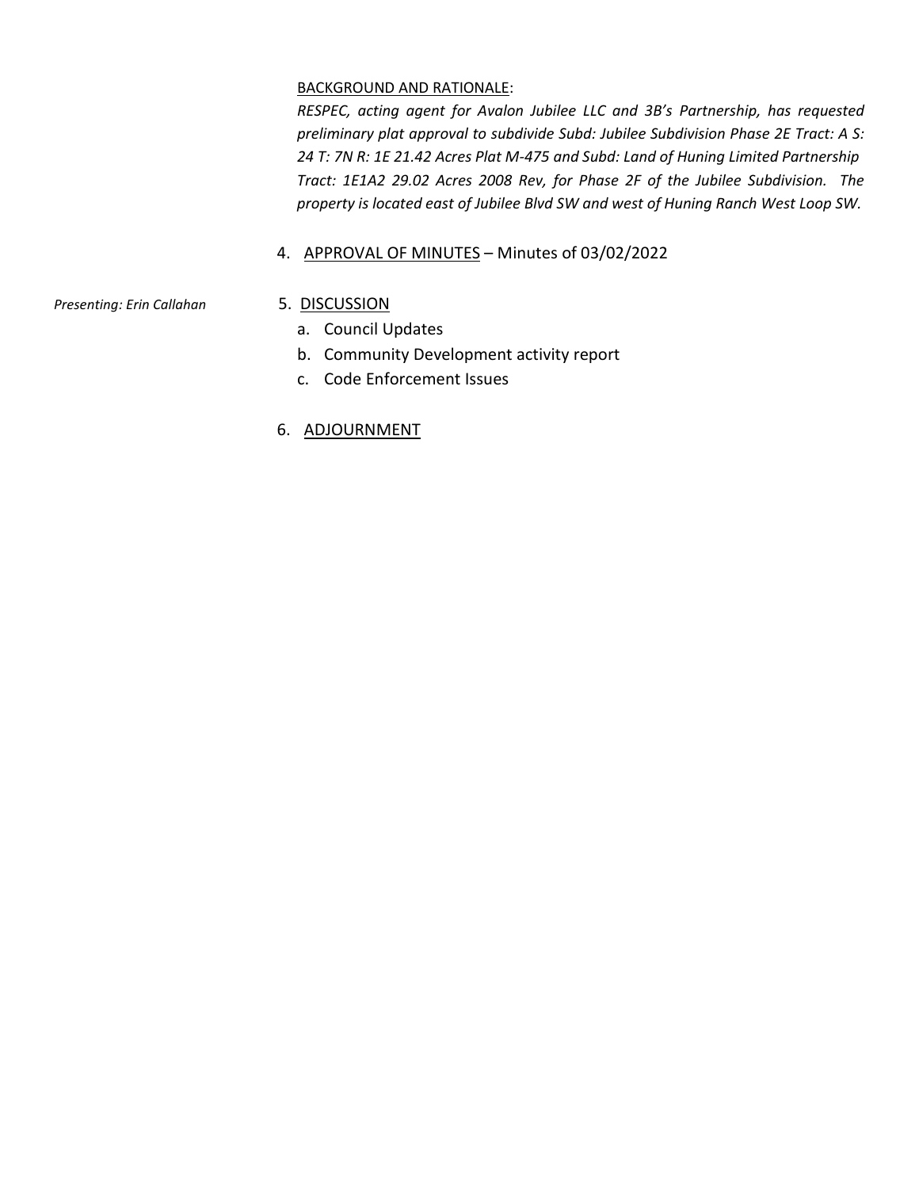BACKGROUND AND RATIONALE:

*RESPEC, acting agent for Avalon Jubilee LLC and 3B's Partnership, has requested preliminary plat approval to subdivide Subd: Jubilee Subdivision Phase 2E Tract: A S: 24 T: 7N R: 1E 21.42 Acres Plat M-475 and Subd: Land of Huning Limited Partnership Tract: 1E1A2 29.02 Acres 2008 Rev, for Phase 2F of the Jubilee Subdivision. The property is located east of Jubilee Blvd SW and west of Huning Ranch West Loop SW.*

4. APPROVAL OF MINUTES – Minutes of 03/02/2022

*Presenting: Erin Callahan*

5. DISCUSSION
   a. Council Updates
   b. Community Development activity report
   c. Code Enforcement Issues

6. ADJOURNMENT